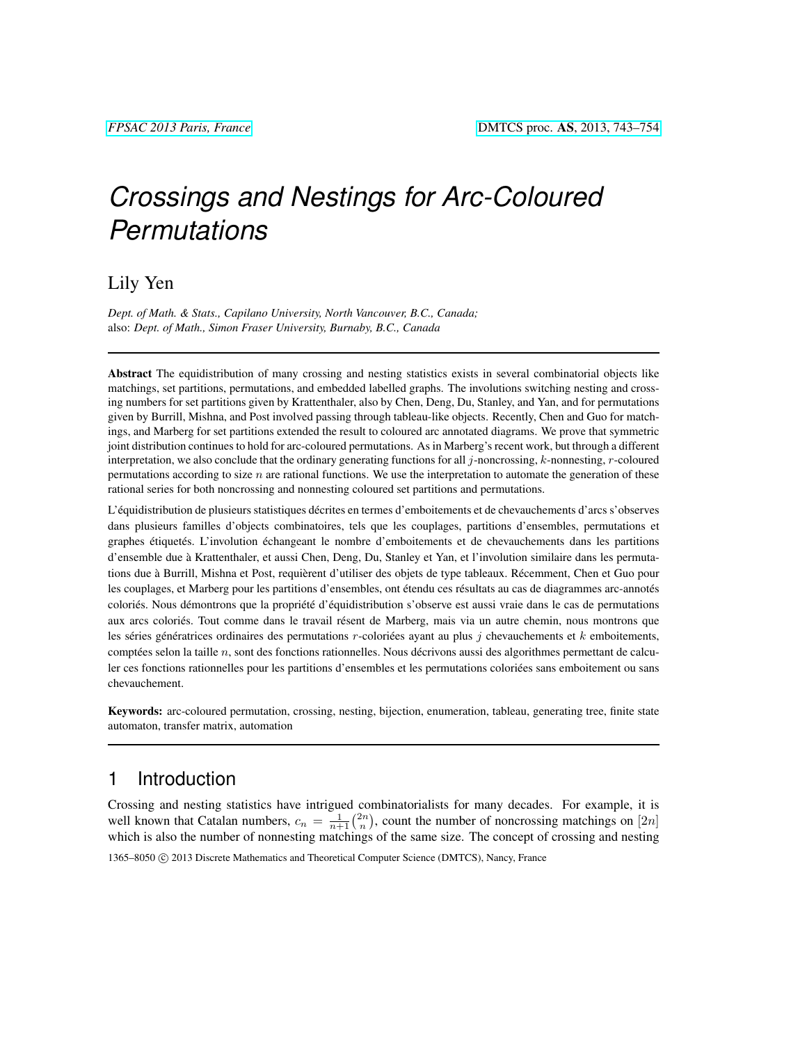# Crossings and Nestings for Arc-Coloured Permutations

Lily Yen

*Dept. of Math. & Stats., Capilano University, North Vancouver, B.C., Canada;*
also: *Dept. of Math., Simon Fraser University, Burnaby, B.C., Canada*

---

**Abstract** The equidistribution of many crossing and nesting statistics exists in several combinatorial objects like matchings, set partitions, permutations, and embedded labelled graphs. The involutions switching nesting and crossing numbers for set partitions given by Krattenthaler, also by Chen, Deng, Du, Stanley, and Yan, and for permutations given by Burrill, Mishna, and Post involved passing through tableau-like objects. Recently, Chen and Guo for matchings, and Marberg for set partitions extended the result to coloured arc annotated diagrams. We prove that symmetric joint distribution continues to hold for arc-coloured permutations. As in Marberg's recent work, but through a different interpretation, we also conclude that the ordinary generating functions for all $j$-noncrossing, $k$-nonnesting, $r$-coloured permutations according to size $n$ are rational functions. We use the interpretation to automate the generation of these rational series for both noncrossing and nonnesting coloured set partitions and permutations.

L'équidistribution de plusieurs statistiques décrites en termes d'emboitements et de chevauchements d'arcs s'observes dans plusieurs familles d'objects combinatoires, tels que les couplages, partitions d'ensembles, permutations et graphes étiquetés. L'involution échangeant le nombre d'emboitements et de chevauchements dans les partitions d'ensemble due à Krattenthaler, et aussi Chen, Deng, Du, Stanley et Yan, et l'involution similaire dans les permutations due à Burrill, Mishna et Post, requièrent d'utiliser des objets de type tableaux. Récemment, Chen et Guo pour les couplages, et Marberg pour les partitions d'ensembles, ont étendu ces résultats au cas de diagrammes arc-annotés coloriés. Nous démontrons que la propriété d'équidistribution s'observe est aussi vraie dans le cas de permutations aux arcs coloriés. Tout comme dans le travail résent de Marberg, mais via un autre chemin, nous montrons que les séries génératrices ordinaires des permutations $r$-coloriées ayant au plus $j$ chevauchements et $k$ emboitements, comptées selon la taille $n$, sont des fonctions rationnelles. Nous décrivons aussi des algorithmes permettant de calculer ces fonctions rationnelles pour les partitions d'ensembles et les permutations coloriées sans emboitement ou sans chevauchement.

**Keywords:** arc-coloured permutation, crossing, nesting, bijection, enumeration, tableau, generating tree, finite state automaton, transfer matrix, automation

---

## 1 Introduction

Crossing and nesting statistics have intrigued combinatorialists for many decades. For example, it is well known that Catalan numbers, $c_n = \frac{1}{n+1}\binom{2n}{n}$, count the number of noncrossing matchings on $[2n]$ which is also the number of nonnesting matchings of the same size. The concept of crossing and nesting

1365–8050 © 2013 Discrete Mathematics and Theoretical Computer Science (DMTCS), Nancy, France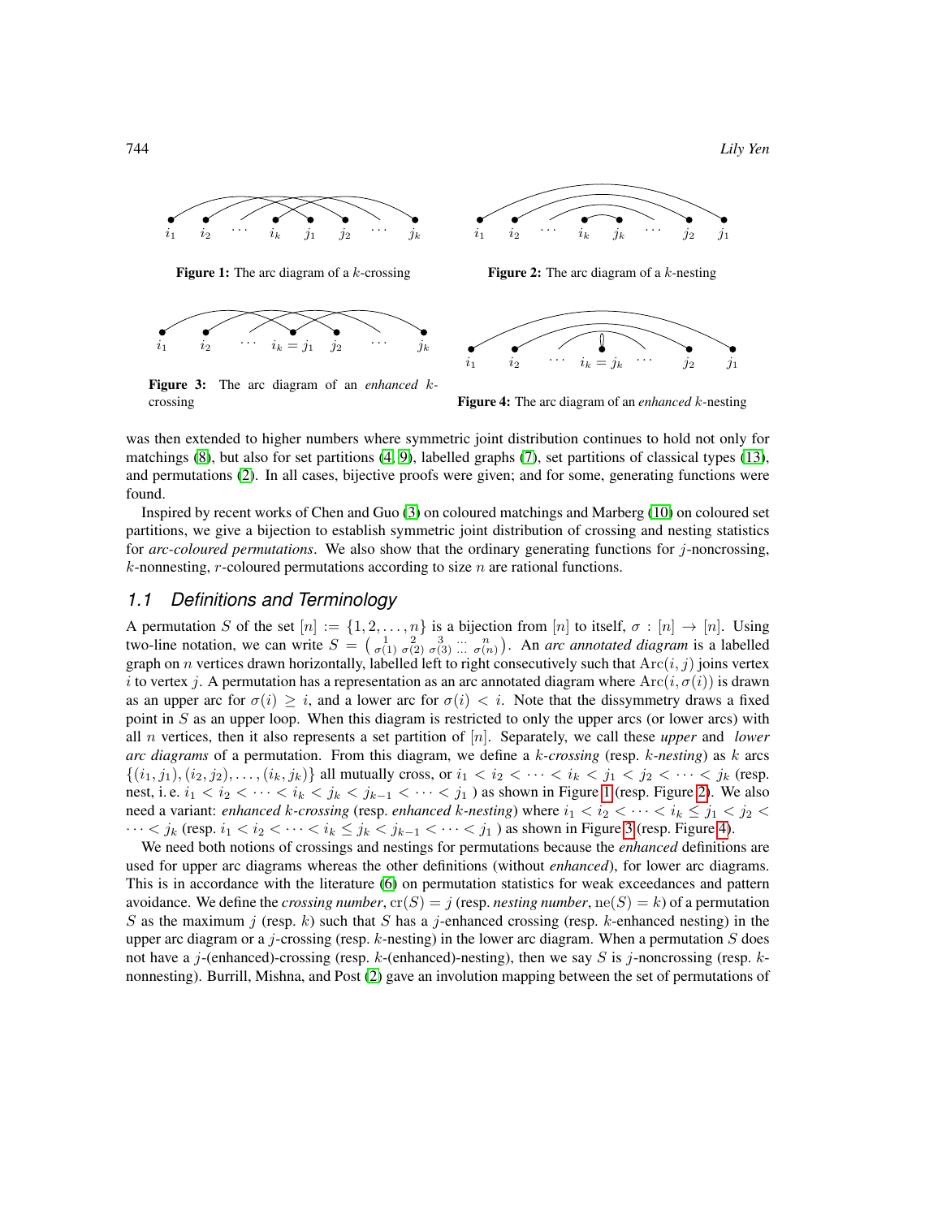Figure 1: The arc diagram of a $k$-crossing

Figure 2: The arc diagram of a $k$-nesting

Figure 3: The arc diagram of an *enhanced* $k$-crossing

Figure 4: The arc diagram of an *enhanced* $k$-nesting

was then extended to higher numbers where symmetric joint distribution continues to hold not only for matchings (8), but also for set partitions (4, 9), labelled graphs (7), set partitions of classical types (13), and permutations (2). In all cases, bijective proofs were given; and for some, generating functions were found.

Inspired by recent works of Chen and Guo (3) on coloured matchings and Marberg (10) on coloured set partitions, we give a bijection to establish symmetric joint distribution of crossing and nesting statistics for *arc-coloured permutations*. We also show that the ordinary generating functions for $j$-noncrossing, $k$-nonnesting, $r$-coloured permutations according to size $n$ are rational functions.

## 1.1 Definitions and Terminology

A permutation $S$ of the set $[n] := \{1, 2, \ldots, n\}$ is a bijection from $[n]$ to itself, $\sigma : [n] \to [n]$. Using two-line notation, we can write $S = \begin{pmatrix} 1 & 2 & 3 & \cdots & n \\ \sigma(1) & \sigma(2) & \sigma(3) & \cdots & \sigma(n) \end{pmatrix}$. An *arc annotated diagram* is a labelled graph on $n$ vertices drawn horizontally, labelled left to right consecutively such that $\mathrm{Arc}(i, j)$ joins vertex $i$ to vertex $j$. A permutation has a representation as an arc annotated diagram where $\mathrm{Arc}(i, \sigma(i))$ is drawn as an upper arc for $\sigma(i) \geq i$, and a lower arc for $\sigma(i) < i$. Note that the dissymmetry draws a fixed point in $S$ as an upper loop. When this diagram is restricted to only the upper arcs (or lower arcs) with all $n$ vertices, then it also represents a set partition of $[n]$. Separately, we call these *upper* and *lower arc diagrams* of a permutation. From this diagram, we define a $k$-*crossing* (resp. $k$-*nesting*) as $k$ arcs $\{(i_1, j_1), (i_2, j_2), \ldots, (i_k, j_k)\}$ all mutually cross, or $i_1 < i_2 < \cdots < i_k < j_1 < j_2 < \cdots < j_k$ (resp. nest, i. e. $i_1 < i_2 < \cdots < i_k < j_k < j_{k-1} < \cdots < j_1$ ) as shown in Figure 1 (resp. Figure 2). We also need a variant: *enhanced* $k$-*crossing* (resp. *enhanced* $k$-*nesting*) where $i_1 < i_2 < \cdots < i_k \leq j_1 < j_2 < \cdots < j_k$ (resp. $i_1 < i_2 < \cdots < i_k \leq j_k < j_{k-1} < \cdots < j_1$ ) as shown in Figure 3 (resp. Figure 4).

We need both notions of crossings and nestings for permutations because the *enhanced* definitions are used for upper arc diagrams whereas the other definitions (without *enhanced*), for lower arc diagrams. This is in accordance with the literature (6) on permutation statistics for weak exceedances and pattern avoidance. We define the *crossing number*, $\mathrm{cr}(S) = j$ (resp. *nesting number*, $\mathrm{ne}(S) = k$) of a permutation $S$ as the maximum $j$ (resp. $k$) such that $S$ has a $j$-enhanced crossing (resp. $k$-enhanced nesting) in the upper arc diagram or a $j$-crossing (resp. $k$-nesting) in the lower arc diagram. When a permutation $S$ does not have a $j$-(enhanced)-crossing (resp. $k$-(enhanced)-nesting), then we say $S$ is $j$-noncrossing (resp. $k$-nonnesting). Burrill, Mishna, and Post (2) gave an involution mapping between the set of permutations of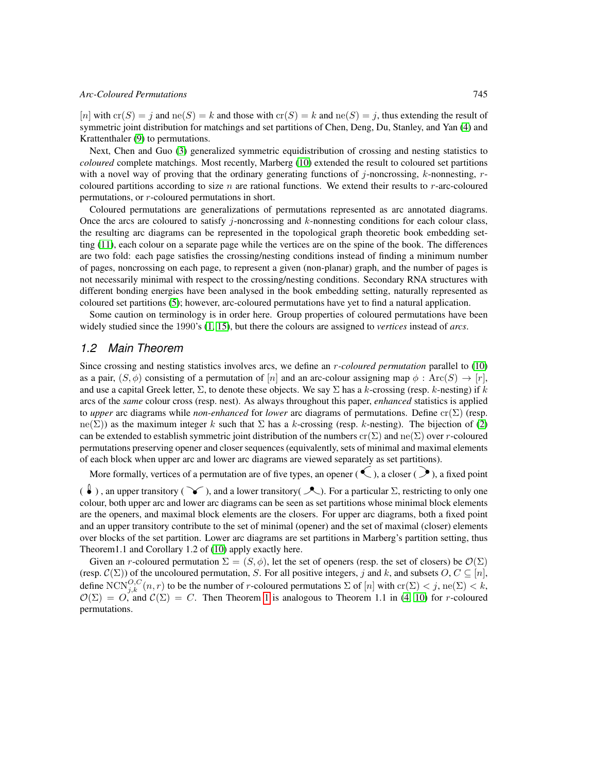$[n]$ with $\mathrm{cr}(S) = j$ and $\mathrm{ne}(S) = k$ and those with $\mathrm{cr}(S) = k$ and $\mathrm{ne}(S) = j$, thus extending the result of symmetric joint distribution for matchings and set partitions of Chen, Deng, Du, Stanley, and Yan (4) and Krattenthaler (9) to permutations.

Next, Chen and Guo (3) generalized symmetric equidistribution of crossing and nesting statistics to *coloured* complete matchings. Most recently, Marberg (10) extended the result to coloured set partitions with a novel way of proving that the ordinary generating functions of $j$-noncrossing, $k$-nonnesting, $r$-coloured partitions according to size $n$ are rational functions. We extend their results to $r$-arc-coloured permutations, or $r$-coloured permutations in short.

Coloured permutations are generalizations of permutations represented as arc annotated diagrams. Once the arcs are coloured to satisfy $j$-noncrossing and $k$-nonnesting conditions for each colour class, the resulting arc diagrams can be represented in the topological graph theoretic book embedding setting (11), each colour on a separate page while the vertices are on the spine of the book. The differences are two fold: each page satisfies the crossing/nesting conditions instead of finding a minimum number of pages, noncrossing on each page, to represent a given (non-planar) graph, and the number of pages is not necessarily minimal with respect to the crossing/nesting conditions. Secondary RNA structures with different bonding energies have been analysed in the book embedding setting, naturally represented as coloured set partitions (5); however, arc-coloured permutations have yet to find a natural application.

Some caution on terminology is in order here. Group properties of coloured permutations have been widely studied since the 1990's (1, 15), but there the colours are assigned to *vertices* instead of *arcs*.

## 1.2 Main Theorem

Since crossing and nesting statistics involves arcs, we define an *$r$-coloured permutation* parallel to (10) as a pair, $(S, \phi)$ consisting of a permutation of $[n]$ and an arc-colour assigning map $\phi : \mathrm{Arc}(S) \to [r]$, and use a capital Greek letter, $\Sigma$, to denote these objects. We say $\Sigma$ has a $k$-crossing (resp. $k$-nesting) if $k$ arcs of the *same* colour cross (resp. nest). As always throughout this paper, *enhanced* statistics is applied to *upper* arc diagrams while *non-enhanced* for *lower* arc diagrams of permutations. Define $\mathrm{cr}(\Sigma)$ (resp. $\mathrm{ne}(\Sigma)$) as the maximum integer $k$ such that $\Sigma$ has a $k$-crossing (resp. $k$-nesting). The bijection of (2) can be extended to establish symmetric joint distribution of the numbers $\mathrm{cr}(\Sigma)$ and $\mathrm{ne}(\Sigma)$ over $r$-coloured permutations preserving opener and closer sequences (equivalently, sets of minimal and maximal elements of each block when upper arc and lower arc diagrams are viewed separately as set partitions).

More formally, vertices of a permutation are of five types, an opener ( ), a closer ( ), a fixed point ( ), an upper transitory ( ), and a lower transitory( ). For a particular $\Sigma$, restricting to only one colour, both upper arc and lower arc diagrams can be seen as set partitions whose minimal block elements are the openers, and maximal block elements are the closers. For upper arc diagrams, both a fixed point and an upper transitory contribute to the set of minimal (opener) and the set of maximal (closer) elements over blocks of the set partition. Lower arc diagrams are set partitions in Marberg's partition setting, thus Theorem1.1 and Corollary 1.2 of (10) apply exactly here.

Given an $r$-coloured permutation $\Sigma = (S, \phi)$, let the set of openers (resp. the set of closers) be $\mathcal{O}(\Sigma)$ (resp. $\mathcal{C}(\Sigma)$) of the uncoloured permutation, $S$. For all positive integers, $j$ and $k$, and subsets $O, C \subseteq [n]$, define $\mathrm{NCN}^{O,C}_{j,k}(n, r)$ to be the number of $r$-coloured permutations $\Sigma$ of $[n]$ with $\mathrm{cr}(\Sigma) < j$, $\mathrm{ne}(\Sigma) < k$, $\mathcal{O}(\Sigma) = O$, and $\mathcal{C}(\Sigma) = C$. Then Theorem 1 is analogous to Theorem 1.1 in (4, 10) for $r$-coloured permutations.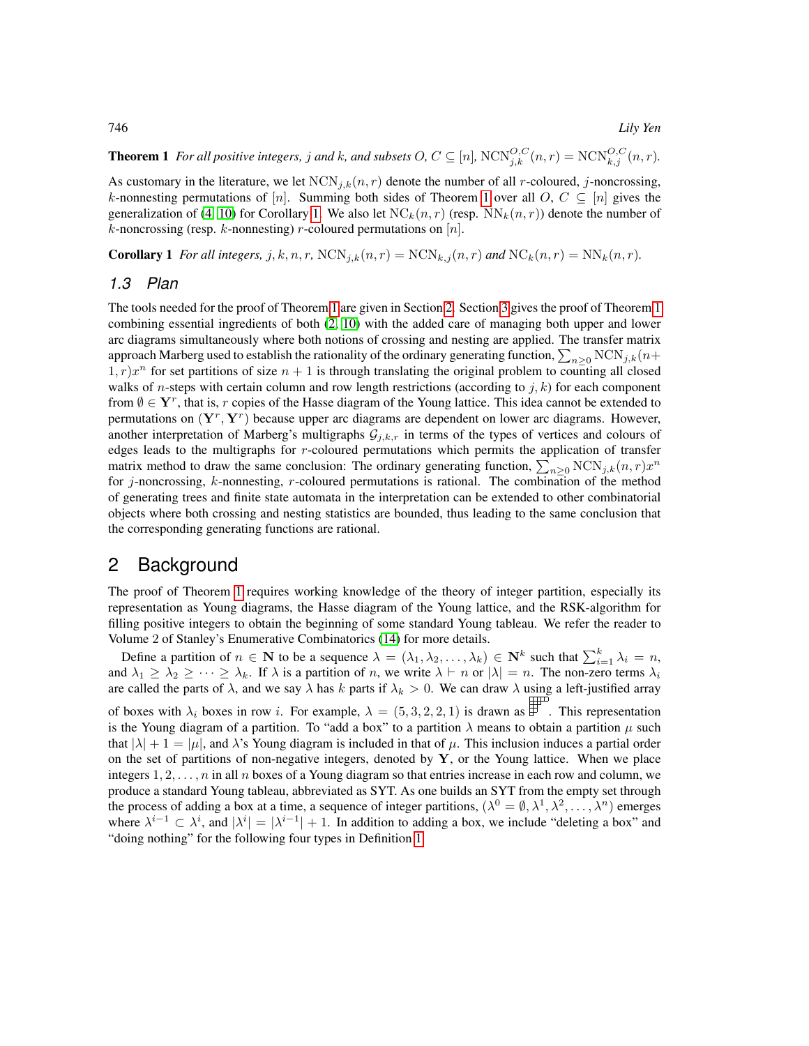**Theorem 1** *For all positive integers, $j$ and $k$, and subsets $O$, $C \subseteq [n]$, $\mathrm{NCN}^{O,C}_{j,k}(n,r) = \mathrm{NCN}^{O,C}_{k,j}(n,r)$.*

As customary in the literature, we let $\mathrm{NCN}_{j,k}(n,r)$ denote the number of all $r$-coloured, $j$-noncrossing, $k$-nonnesting permutations of $[n]$. Summing both sides of Theorem 1 over all $O$, $C \subseteq [n]$ gives the generalization of (4; 10) for Corollary 1. We also let $\mathrm{NC}_k(n,r)$ (resp. $\mathrm{NN}_k(n,r)$) denote the number of $k$-noncrossing (resp. $k$-nonnesting) $r$-coloured permutations on $[n]$.

**Corollary 1** *For all integers, $j, k, n, r$, $\mathrm{NCN}_{j,k}(n,r) = \mathrm{NCN}_{k,j}(n,r)$ and $\mathrm{NC}_k(n,r) = \mathrm{NN}_k(n,r)$.*

### 1.3 Plan

The tools needed for the proof of Theorem 1 are given in Section 2. Section 3 gives the proof of Theorem 1 combining essential ingredients of both (2; 10) with the added care of managing both upper and lower arc diagrams simultaneously where both notions of crossing and nesting are applied. The transfer matrix approach Marberg used to establish the rationality of the ordinary generating function, $\sum_{n\geq 0} \mathrm{NCN}_{j,k}(n+1,r)x^n$ for set partitions of size $n+1$ is through translating the original problem to counting all closed walks of $n$-steps with certain column and row length restrictions (according to $j, k$) for each component from $\emptyset \in \mathbf{Y}^r$, that is, $r$ copies of the Hasse diagram of the Young lattice. This idea cannot be extended to permutations on $(\mathbf{Y}^r, \mathbf{Y}^r)$ because upper arc diagrams are dependent on lower arc diagrams. However, another interpretation of Marberg's multigraphs $\mathcal{G}_{j,k,r}$ in terms of the types of vertices and colours of edges leads to the multigraphs for $r$-coloured permutations which permits the application of transfer matrix method to draw the same conclusion: The ordinary generating function, $\sum_{n\geq 0} \mathrm{NCN}_{j,k}(n,r)x^n$ for $j$-noncrossing, $k$-nonnesting, $r$-coloured permutations is rational. The combination of the method of generating trees and finite state automata in the interpretation can be extended to other combinatorial objects where both crossing and nesting statistics are bounded, thus leading to the same conclusion that the corresponding generating functions are rational.

## 2 Background

The proof of Theorem 1 requires working knowledge of the theory of integer partition, especially its representation as Young diagrams, the Hasse diagram of the Young lattice, and the RSK-algorithm for filling positive integers to obtain the beginning of some standard Young tableau. We refer the reader to Volume 2 of Stanley's Enumerative Combinatorics (14) for more details.

Define a partition of $n \in \mathbf{N}$ to be a sequence $\lambda = (\lambda_1, \lambda_2, \ldots, \lambda_k) \in \mathbf{N}^k$ such that $\sum_{i=1}^k \lambda_i = n$, and $\lambda_1 \geq \lambda_2 \geq \cdots \geq \lambda_k$. If $\lambda$ is a partition of $n$, we write $\lambda \vdash n$ or $|\lambda| = n$. The non-zero terms $\lambda_i$ are called the parts of $\lambda$, and we say $\lambda$ has $k$ parts if $\lambda_k > 0$. We can draw $\lambda$ using a left-justified array of boxes with $\lambda_i$ boxes in row $i$. For example, $\lambda = (5, 3, 2, 2, 1)$ is drawn as a Young diagram. This representation is the Young diagram of a partition. To "add a box" to a partition $\lambda$ means to obtain a partition $\mu$ such that $|\lambda| + 1 = |\mu|$, and $\lambda$'s Young diagram is included in that of $\mu$. This inclusion induces a partial order on the set of partitions of non-negative integers, denoted by $\mathbf{Y}$, or the Young lattice. When we place integers $1, 2, \ldots, n$ in all $n$ boxes of a Young diagram so that entries increase in each row and column, we produce a standard Young tableau, abbreviated as SYT. As one builds an SYT from the empty set through the process of adding a box at a time, a sequence of integer partitions, $(\lambda^0 = \emptyset, \lambda^1, \lambda^2, \ldots, \lambda^n)$ emerges where $\lambda^{i-1} \subset \lambda^i$, and $|\lambda^i| = |\lambda^{i-1}| + 1$. In addition to adding a box, we include "deleting a box" and "doing nothing" for the following four types in Definition 1.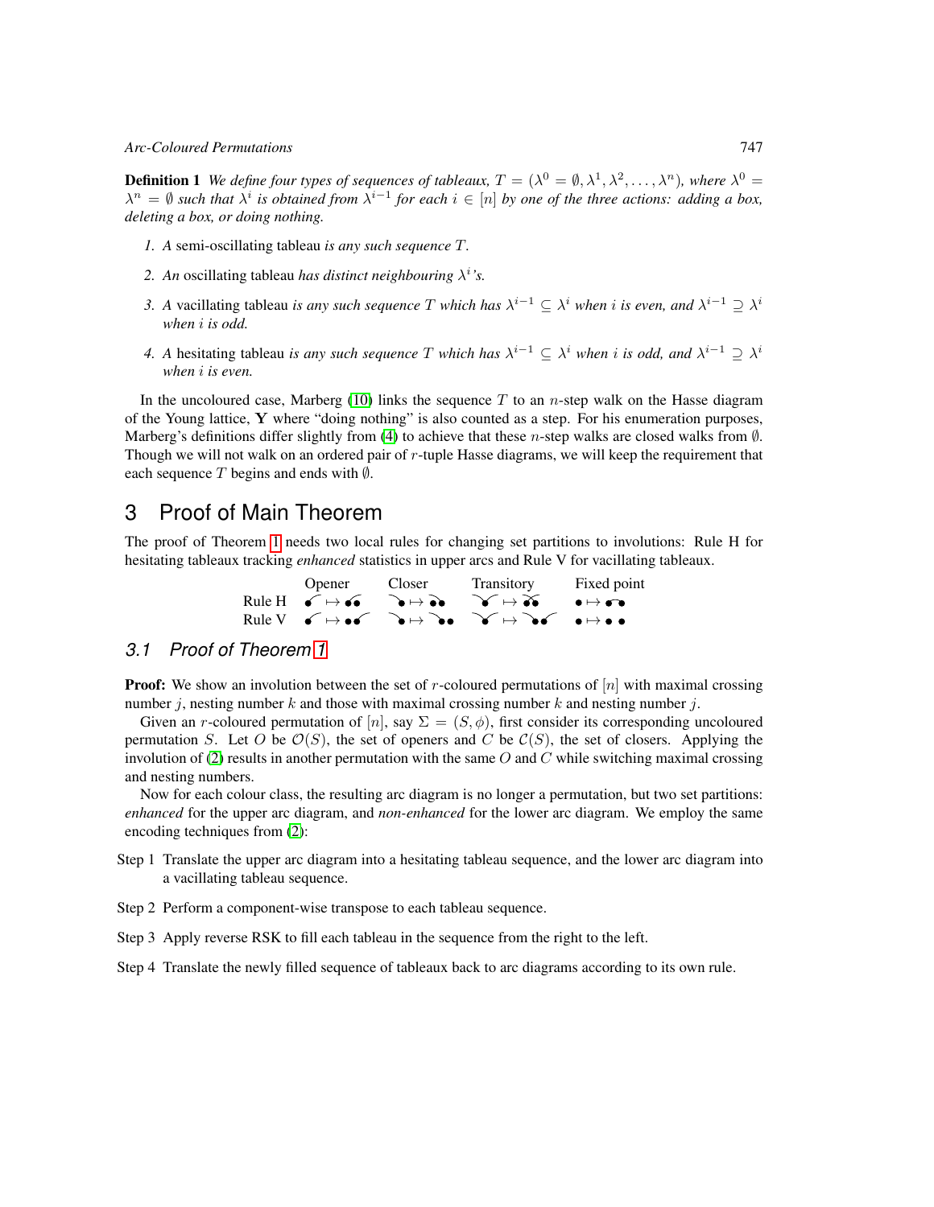**Definition 1** *We define four types of sequences of tableaux, $T = (\lambda^0 = \emptyset, \lambda^1, \lambda^2, \ldots, \lambda^n)$, where $\lambda^0 = \lambda^n = \emptyset$ such that $\lambda^i$ is obtained from $\lambda^{i-1}$ for each $i \in [n]$ by one of the three actions: adding a box, deleting a box, or doing nothing.*

1. *A* semi-oscillating tableau *is any such sequence $T$.*
2. *An* oscillating tableau *has distinct neighbouring $\lambda^i$'s.*
3. *A* vacillating tableau *is any such sequence $T$ which has $\lambda^{i-1} \subseteq \lambda^i$ when $i$ is even, and $\lambda^{i-1} \supseteq \lambda^i$ when $i$ is odd.*
4. *A* hesitating tableau *is any such sequence $T$ which has $\lambda^{i-1} \subseteq \lambda^i$ when $i$ is odd, and $\lambda^{i-1} \supseteq \lambda^i$ when $i$ is even.*

In the uncoloured case, Marberg (10) links the sequence $T$ to an $n$-step walk on the Hasse diagram of the Young lattice, $\mathbf{Y}$ where "doing nothing" is also counted as a step. For his enumeration purposes, Marberg's definitions differ slightly from (4) to achieve that these $n$-step walks are closed walks from $\emptyset$. Though we will not walk on an ordered pair of $r$-tuple Hasse diagrams, we will keep the requirement that each sequence $T$ begins and ends with $\emptyset$.

# 3 Proof of Main Theorem

The proof of Theorem 1 needs two local rules for changing set partitions to involutions: Rule H for hesitating tableaux tracking *enhanced* statistics in upper arcs and Rule V for vacillating tableaux.

| | Opener | Closer | Transitory | Fixed point |
|---|---|---|---|---|
| Rule H | ↦ | ↦ | ↦ | ↦ |
| Rule V | ↦ | ↦ | ↦ | ↦ |

## 3.1 Proof of Theorem 1

**Proof:** We show an involution between the set of $r$-coloured permutations of $[n]$ with maximal crossing number $j$, nesting number $k$ and those with maximal crossing number $k$ and nesting number $j$.

Given an $r$-coloured permutation of $[n]$, say $\Sigma = (S, \phi)$, first consider its corresponding uncoloured permutation $S$. Let $O$ be $\mathcal{O}(S)$, the set of openers and $C$ be $\mathcal{C}(S)$, the set of closers. Applying the involution of (2) results in another permutation with the same $O$ and $C$ while switching maximal crossing and nesting numbers.

Now for each colour class, the resulting arc diagram is no longer a permutation, but two set partitions: *enhanced* for the upper arc diagram, and *non-enhanced* for the lower arc diagram. We employ the same encoding techniques from (2):

Step 1 Translate the upper arc diagram into a hesitating tableau sequence, and the lower arc diagram into a vacillating tableau sequence.

Step 2 Perform a component-wise transpose to each tableau sequence.

Step 3 Apply reverse RSK to fill each tableau in the sequence from the right to the left.

Step 4 Translate the newly filled sequence of tableaux back to arc diagrams according to its own rule.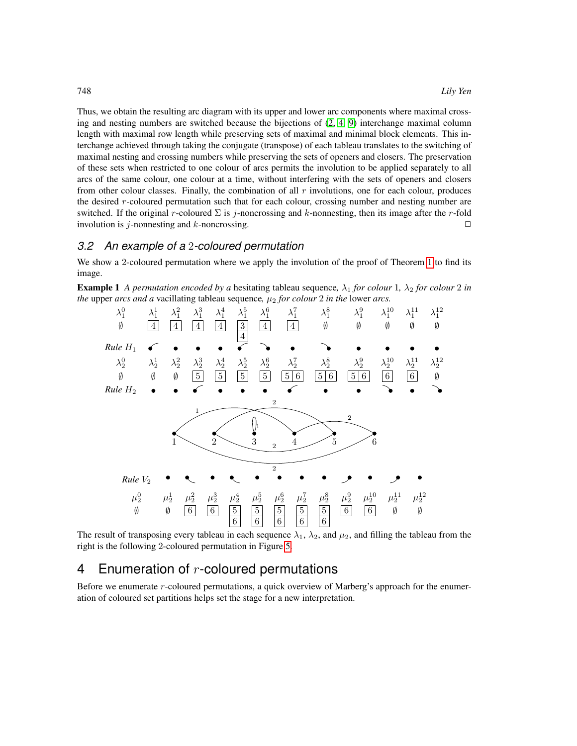Thus, we obtain the resulting arc diagram with its upper and lower arc components where maximal crossing and nesting numbers are switched because the bijections of ([2, 4, 9]) interchange maximal column length with maximal row length while preserving sets of maximal and minimal block elements. This interchange achieved through taking the conjugate (transpose) of each tableau translates to the switching of maximal nesting and crossing numbers while preserving the sets of openers and closers. The preservation of these sets when restricted to one colour of arcs permits the involution to be applied separately to all arcs of the same colour, one colour at a time, without interfering with the sets of openers and closers from other colour classes. Finally, the combination of all $r$ involutions, one for each colour, produces the desired $r$-coloured permutation such that for each colour, crossing number and nesting number are switched. If the original $r$-coloured $\Sigma$ is $j$-noncrossing and $k$-nonnesting, then its image after the $r$-fold involution is $j$-nonnesting and $k$-noncrossing. □

### 3.2 An example of a 2-coloured permutation

We show a 2-coloured permutation where we apply the involution of the proof of Theorem 1 to find its image.

**Example 1** *A permutation encoded by a* hesitating tableau sequence*, $\lambda_1$ for colour 1, $\lambda_2$ for colour 2 in the* upper *arcs and a* vacillating tableau sequence*, $\mu_2$ for colour 2 in the* lower *arcs.*

| $\lambda_1^0$ | $\lambda_1^1$ | $\lambda_1^2$ | $\lambda_1^3$ | $\lambda_1^4$ | $\lambda_1^5$ | $\lambda_1^6$ | $\lambda_1^7$ | $\lambda_1^8$ | $\lambda_1^9$ | $\lambda_1^{10}$ | $\lambda_1^{11}$ | $\lambda_1^{12}$ |
|---|---|---|---|---|---|---|---|---|---|---|---|---|
| $\emptyset$ | 4 | 4 | 4 | 4 | 3 / 4 | 4 | 4 | $\emptyset$ | $\emptyset$ | $\emptyset$ | $\emptyset$ | $\emptyset$ |

| $\lambda_2^0$ | $\lambda_2^1$ | $\lambda_2^2$ | $\lambda_2^3$ | $\lambda_2^4$ | $\lambda_2^5$ | $\lambda_2^6$ | $\lambda_2^7$ | $\lambda_2^8$ | $\lambda_2^9$ | $\lambda_2^{10}$ | $\lambda_2^{11}$ | $\lambda_2^{12}$ |
|---|---|---|---|---|---|---|---|---|---|---|---|---|
| $\emptyset$ | $\emptyset$ | $\emptyset$ | 5 | 5 | 5 | 5 | 5 6 | 5 6 | 5 6 | 6 | 6 | $\emptyset$ |

| $\mu_2^0$ | $\mu_2^1$ | $\mu_2^2$ | $\mu_2^3$ | $\mu_2^4$ | $\mu_2^5$ | $\mu_2^6$ | $\mu_2^7$ | $\mu_2^8$ | $\mu_2^9$ | $\mu_2^{10}$ | $\mu_2^{11}$ | $\mu_2^{12}$ |
|---|---|---|---|---|---|---|---|---|---|---|---|---|
| $\emptyset$ | $\emptyset$ | 6 | 6 | 5 / 6 | 5 / 6 | 5 / 6 | 5 / 6 | 5 / 6 | 6 | 6 | $\emptyset$ | $\emptyset$ |

The result of transposing every tableau in each sequence $\lambda_1$, $\lambda_2$, and $\mu_2$, and filling the tableau from the right is the following 2-coloured permutation in Figure 5.

## 4 Enumeration of $r$-coloured permutations

Before we enumerate $r$-coloured permutations, a quick overview of Marberg's approach for the enumeration of coloured set partitions helps set the stage for a new interpretation.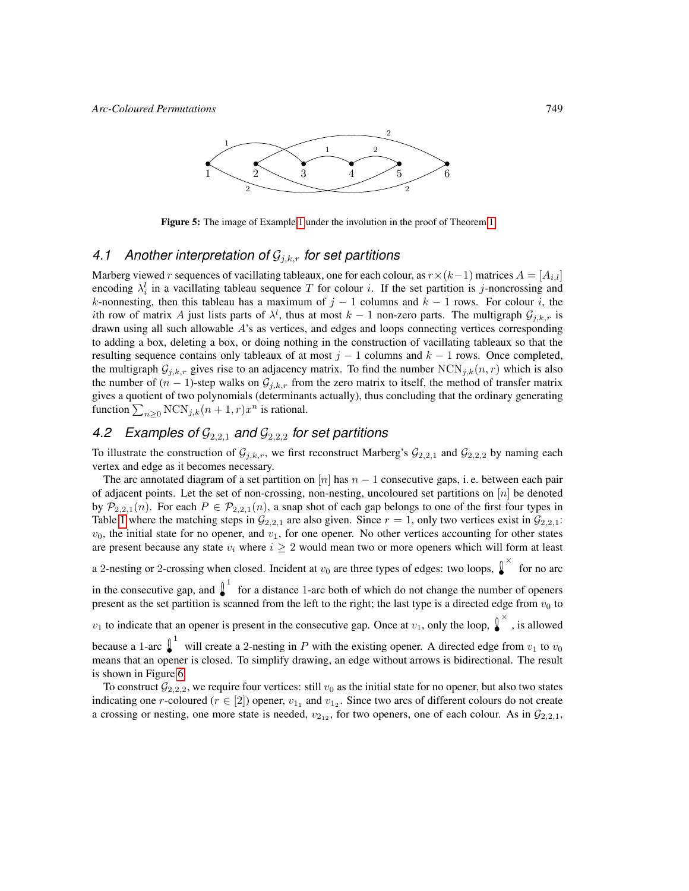Figure 5: The image of Example 1 under the involution in the proof of Theorem 1.

## 4.1 Another interpretation of $\mathcal{G}_{j,k,r}$ for set partitions

Marberg viewed $r$ sequences of vacillating tableaux, one for each colour, as $r \times (k-1)$ matrices $A = [A_{i,l}]$ encoding $\lambda_i^l$ in a vacillating tableau sequence $T$ for colour $i$. If the set partition is $j$-noncrossing and $k$-nonnesting, then this tableau has a maximum of $j-1$ columns and $k-1$ rows. For colour $i$, the $i$th row of matrix $A$ just lists parts of $\lambda^l$, thus at most $k-1$ non-zero parts. The multigraph $\mathcal{G}_{j,k,r}$ is drawn using all such allowable $A$'s as vertices, and edges and loops connecting vertices corresponding to adding a box, deleting a box, or doing nothing in the construction of vacillating tableaux so that the resulting sequence contains only tableaux of at most $j-1$ columns and $k-1$ rows. Once completed, the multigraph $\mathcal{G}_{j,k,r}$ gives rise to an adjacency matrix. To find the number $\mathrm{NCN}_{j,k}(n,r)$ which is also the number of $(n-1)$-step walks on $\mathcal{G}_{j,k,r}$ from the zero matrix to itself, the method of transfer matrix gives a quotient of two polynomials (determinants actually), thus concluding that the ordinary generating function $\sum_{n\geq 0} \mathrm{NCN}_{j,k}(n+1,r)x^n$ is rational.

## 4.2 Examples of $\mathcal{G}_{2,2,1}$ and $\mathcal{G}_{2,2,2}$ for set partitions

To illustrate the construction of $\mathcal{G}_{j,k,r}$, we first reconstruct Marberg's $\mathcal{G}_{2,2,1}$ and $\mathcal{G}_{2,2,2}$ by naming each vertex and edge as it becomes necessary.

The arc annotated diagram of a set partition on $[n]$ has $n-1$ consecutive gaps, i. e. between each pair of adjacent points. Let the set of non-crossing, non-nesting, uncoloured set partitions on $[n]$ be denoted by $\mathcal{P}_{2,2,1}(n)$. For each $P \in \mathcal{P}_{2,2,1}(n)$, a snap shot of each gap belongs to one of the first four types in Table 1 where the matching steps in $\mathcal{G}_{2,2,1}$ are also given. Since $r=1$, only two vertices exist in $\mathcal{G}_{2,2,1}$: $v_0$, the initial state for no opener, and $v_1$, for one opener. No other vertices accounting for other states are present because any state $v_i$ where $i \geq 2$ would mean two or more openers which will form at least a 2-nesting or 2-crossing when closed. Incident at $v_0$ are three types of edges: two loops, (loop $\times$) for no arc in the consecutive gap, and (loop $1$) for a distance 1-arc both of which do not change the number of openers present as the set partition is scanned from the left to the right; the last type is a directed edge from $v_0$ to $v_1$ to indicate that an opener is present in the consecutive gap. Once at $v_1$, only the loop, (loop $\times$), is allowed because a 1-arc (loop $1$) will create a 2-nesting in $P$ with the existing opener. A directed edge from $v_1$ to $v_0$ means that an opener is closed. To simplify drawing, an edge without arrows is bidirectional. The result is shown in Figure 6.

To construct $\mathcal{G}_{2,2,2}$, we require four vertices: still $v_0$ as the initial state for no opener, but also two states indicating one $r$-coloured ($r \in [2]$) opener, $v_{1_1}$ and $v_{1_2}$. Since two arcs of different colours do not create a crossing or nesting, one more state is needed, $v_{2_{12}}$, for two openers, one of each colour. As in $\mathcal{G}_{2,2,1}$,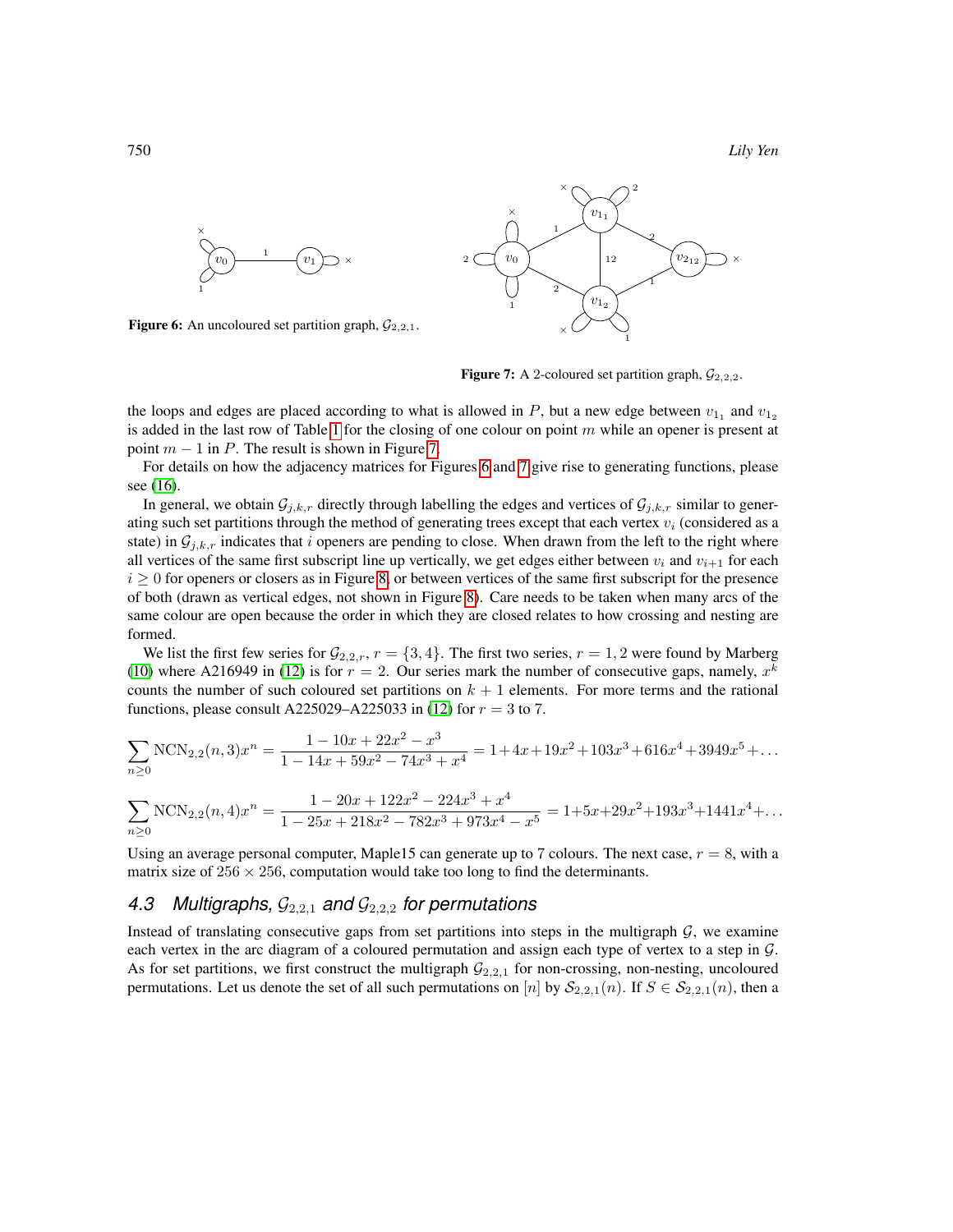**Figure 6:** An uncoloured set partition graph, $\mathcal{G}_{2,2,1}$.

**Figure 7:** A 2-coloured set partition graph, $\mathcal{G}_{2,2,2}$.

the loops and edges are placed according to what is allowed in $P$, but a new edge between $v_{1_1}$ and $v_{1_2}$ is added in the last row of Table 1 for the closing of one colour on point $m$ while an opener is present at point $m-1$ in $P$. The result is shown in Figure 7.

For details on how the adjacency matrices for Figures 6 and 7 give rise to generating functions, please see (16).

In general, we obtain $\mathcal{G}_{j,k,r}$ directly through labelling the edges and vertices of $\mathcal{G}_{j,k,r}$ similar to generating such set partitions through the method of generating trees except that each vertex $v_i$ (considered as a state) in $\mathcal{G}_{j,k,r}$ indicates that $i$ openers are pending to close. When drawn from the left to the right where all vertices of the same first subscript line up vertically, we get edges either between $v_i$ and $v_{i+1}$ for each $i \geq 0$ for openers or closers as in Figure 8, or between vertices of the same first subscript for the presence of both (drawn as vertical edges, not shown in Figure 8). Care needs to be taken when many arcs of the same colour are open because the order in which they are closed relates to how crossing and nesting are formed.

We list the first few series for $\mathcal{G}_{2,2,r}$, $r = \{3, 4\}$. The first two series, $r = 1, 2$ were found by Marberg (10) where A216949 in (12) is for $r = 2$. Our series mark the number of consecutive gaps, namely, $x^k$ counts the number of such coloured set partitions on $k+1$ elements. For more terms and the rational functions, please consult A225029–A225033 in (12) for $r = 3$ to 7.

$$\sum_{n \geq 0} \mathrm{NCN}_{2,2}(n,3)x^n = \frac{1 - 10x + 22x^2 - x^3}{1 - 14x + 59x^2 - 74x^3 + x^4} = 1 + 4x + 19x^2 + 103x^3 + 616x^4 + 3949x^5 + \ldots$$

$$\sum_{n \geq 0} \mathrm{NCN}_{2,2}(n,4)x^n = \frac{1 - 20x + 122x^2 - 224x^3 + x^4}{1 - 25x + 218x^2 - 782x^3 + 973x^4 - x^5} = 1 + 5x + 29x^2 + 193x^3 + 1441x^4 + \ldots$$

Using an average personal computer, Maple15 can generate up to 7 colours. The next case, $r = 8$, with a matrix size of $256 \times 256$, computation would take too long to find the determinants.

## 4.3 Multigraphs, $\mathcal{G}_{2,2,1}$ and $\mathcal{G}_{2,2,2}$ for permutations

Instead of translating consecutive gaps from set partitions into steps in the multigraph $\mathcal{G}$, we examine each vertex in the arc diagram of a coloured permutation and assign each type of vertex to a step in $\mathcal{G}$. As for set partitions, we first construct the multigraph $\mathcal{G}_{2,2,1}$ for non-crossing, non-nesting, uncoloured permutations. Let us denote the set of all such permutations on $[n]$ by $\mathcal{S}_{2,2,1}(n)$. If $S \in \mathcal{S}_{2,2,1}(n)$, then a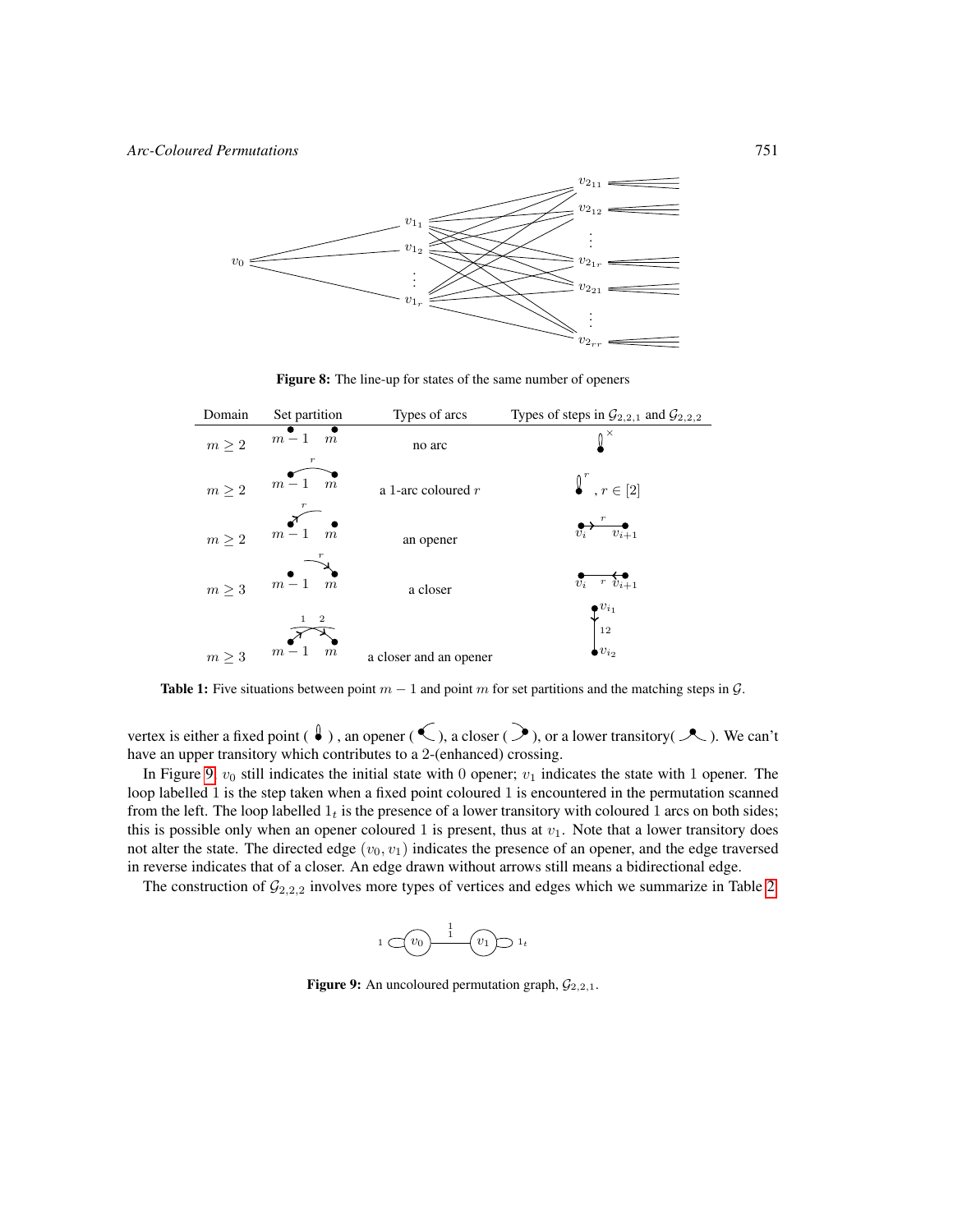Figure 8: The line-up for states of the same number of openers

| Domain | Set partition | Types of arcs | Types of steps in $\mathcal{G}_{2,2,1}$ and $\mathcal{G}_{2,2,2}$ |
|---|---|---|---|
| $m \geq 2$ | $m-1$ $m$ | no arc | $\times$ |
| $m \geq 2$ | $m-1$ $m$ | a 1-arc coloured $r$ | $r$, $r \in [2]$ |
| $m \geq 2$ | $m-1$ $m$ | an opener | $v_i$ $r$ $v_{i+1}$ |
| $m \geq 3$ | $m-1$ $m$ | a closer | $v_i$ $r$ $v_{i+1}$ |
| $m \geq 3$ | $m-1$ $m$ | a closer and an opener | $v_{i_1}$ 12 $v_{i_2}$ |

**Table 1:** Five situations between point $m-1$ and point $m$ for set partitions and the matching steps in $\mathcal{G}$.

vertex is either a fixed point ( ), an opener ( ), a closer ( ), or a lower transitory( ). We can't have an upper transitory which contributes to a 2-(enhanced) crossing.

In Figure 9, $v_0$ still indicates the initial state with 0 opener; $v_1$ indicates the state with 1 opener. The loop labelled 1 is the step taken when a fixed point coloured 1 is encountered in the permutation scanned from the left. The loop labelled $1_t$ is the presence of a lower transitory with coloured 1 arcs on both sides; this is possible only when an opener coloured 1 is present, thus at $v_1$. Note that a lower transitory does not alter the state. The directed edge $(v_0, v_1)$ indicates the presence of an opener, and the edge traversed in reverse indicates that of a closer. An edge drawn without arrows still means a bidirectional edge.

The construction of $\mathcal{G}_{2,2,2}$ involves more types of vertices and edges which we summarize in Table 2.

**Figure 9:** An uncoloured permutation graph, $\mathcal{G}_{2,2,1}$.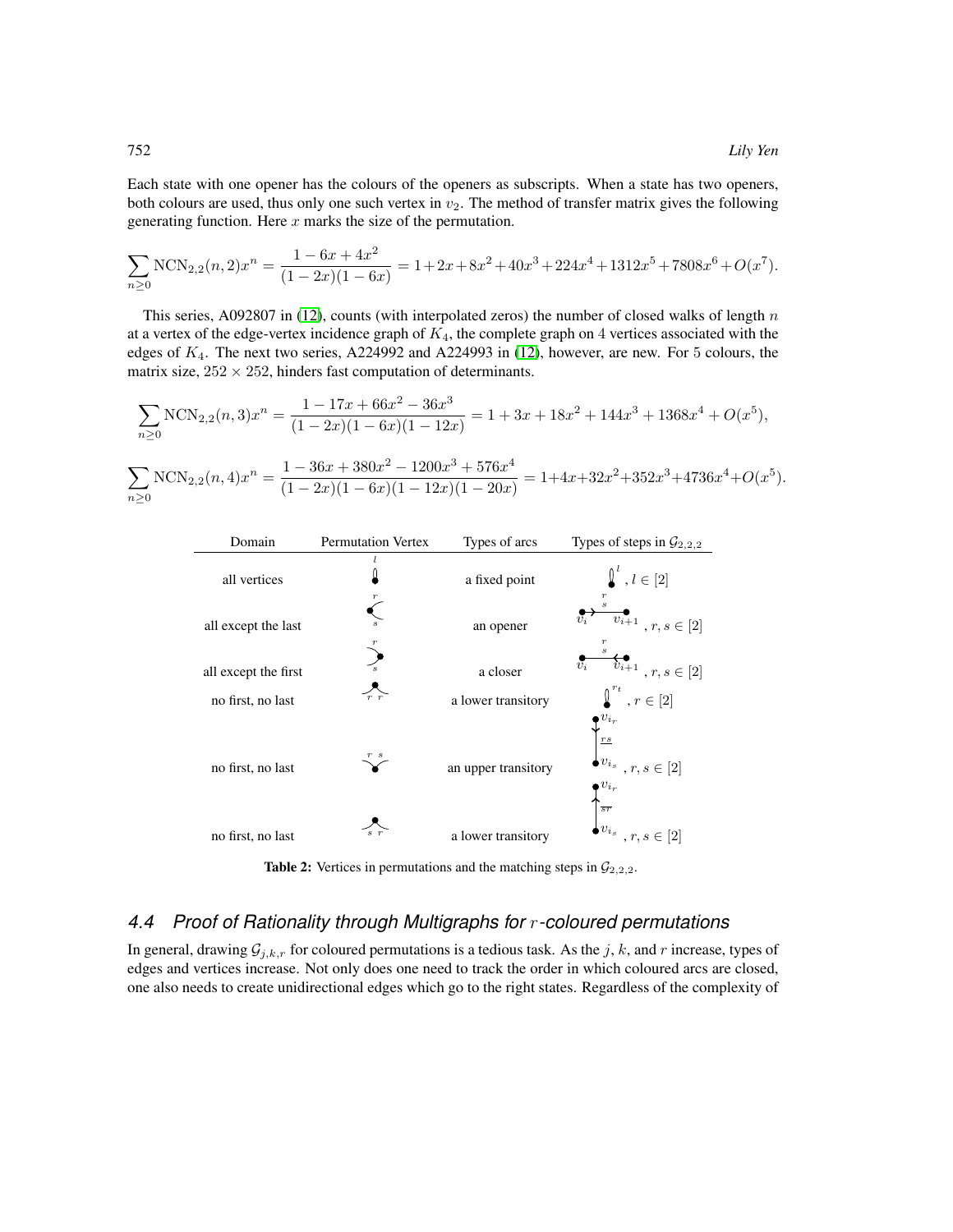Each state with one opener has the colours of the openers as subscripts. When a state has two openers, both colours are used, thus only one such vertex in $v_2$. The method of transfer matrix gives the following generating function. Here $x$ marks the size of the permutation.

$$\sum_{n\geq 0} \mathrm{NCN}_{2,2}(n,2)x^n = \frac{1-6x+4x^2}{(1-2x)(1-6x)} = 1+2x+8x^2+40x^3+224x^4+1312x^5+7808x^6+O(x^7).$$

This series, A092807 in (12), counts (with interpolated zeros) the number of closed walks of length $n$ at a vertex of the edge-vertex incidence graph of $K_4$, the complete graph on 4 vertices associated with the edges of $K_4$. The next two series, A224992 and A224993 in (12), however, are new. For 5 colours, the matrix size, $252 \times 252$, hinders fast computation of determinants.

$$\sum_{n\geq 0} \mathrm{NCN}_{2,2}(n,3)x^n = \frac{1-17x+66x^2-36x^3}{(1-2x)(1-6x)(1-12x)} = 1+3x+18x^2+144x^3+1368x^4+O(x^5),$$

$$\sum_{n\geq 0} \mathrm{NCN}_{2,2}(n,4)x^n = \frac{1-36x+380x^2-1200x^3+576x^4}{(1-2x)(1-6x)(1-12x)(1-20x)} = 1+4x+32x^2+352x^3+4736x^4+O(x^5).$$

| Domain | Permutation Vertex | Types of arcs | Types of steps in $\mathcal{G}_{2,2,2}$ |
|---|---|---|---|
| all vertices | (loop labelled $l$) | a fixed point | (loop labelled $l$), $l \in [2]$ |
| all except the last | (arcs $r$, $s$ opening) | an opener | $v_i \to v_{i+1}$ labelled $\frac{r}{s}$, $r, s \in [2]$ |
| all except the first | (arcs $r$, $s$ closing) | a closer | $v_i \leftarrow v_{i+1}$ labelled $\frac{r}{s}$, $r, s \in [2]$ |
| no first, no last | (arcs $r$ $r$ below) | a lower transitory | (loop labelled $r_t$), $r \in [2]$ |
| no first, no last | (arcs $r$ $s$ above) | an upper transitory | $v_{i_r} \to v_{i_s}$ labelled $\underline{rs}$, $r, s \in [2]$ |
| no first, no last | (arcs $s$ $r$ below) | a lower transitory | $v_{i_s} \to v_{i_r}$ labelled $\overline{sr}$, $r, s \in [2]$ |

**Table 2:** Vertices in permutations and the matching steps in $\mathcal{G}_{2,2,2}$.

## 4.4 Proof of Rationality through Multigraphs for $r$-coloured permutations

In general, drawing $\mathcal{G}_{j,k,r}$ for coloured permutations is a tedious task. As the $j$, $k$, and $r$ increase, types of edges and vertices increase. Not only does one need to track the order in which coloured arcs are closed, one also needs to create unidirectional edges which go to the right states. Regardless of the complexity of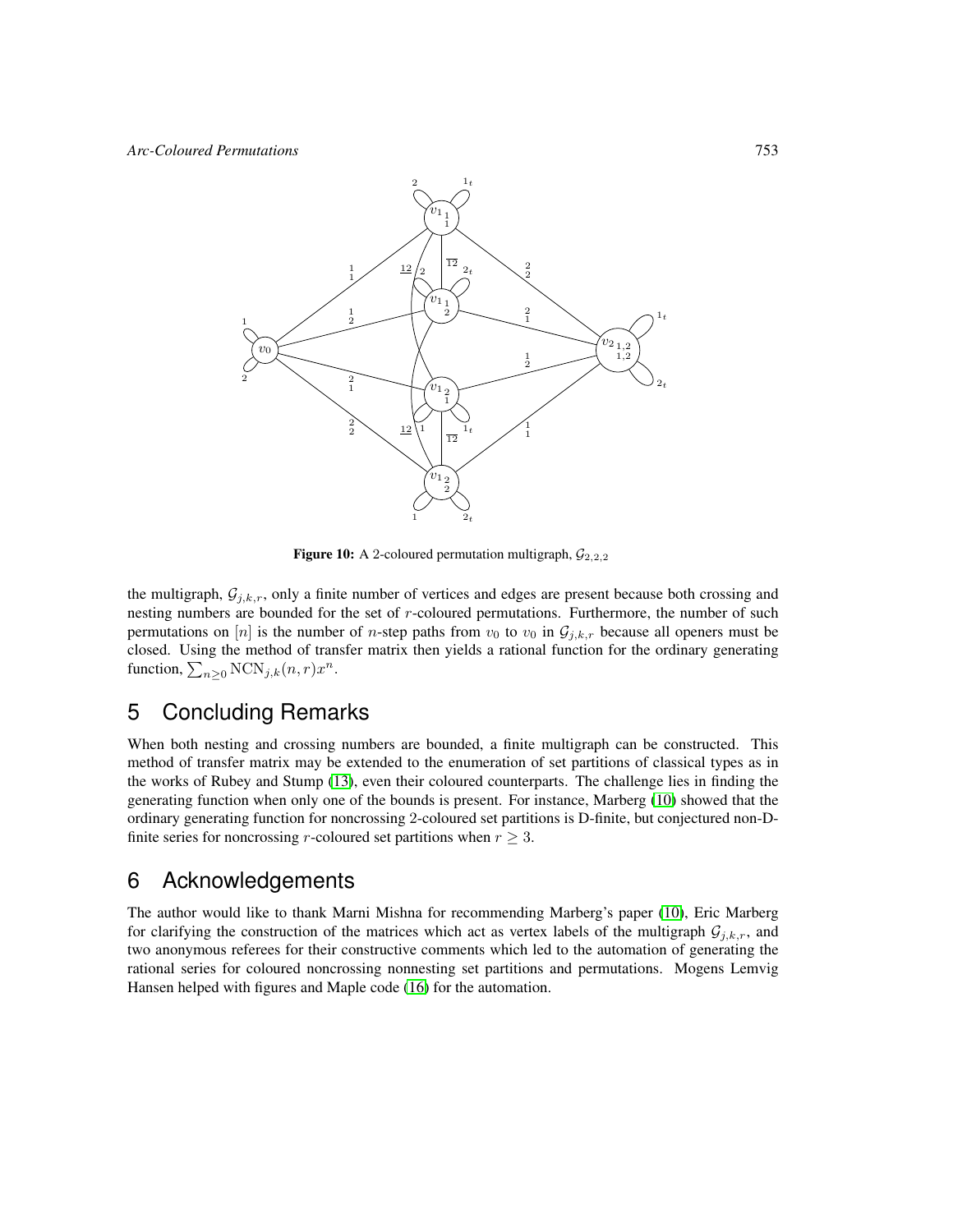**Figure 10:** A 2-coloured permutation multigraph, $\mathcal{G}_{2,2,2}$

the multigraph, $\mathcal{G}_{j,k,r}$, only a finite number of vertices and edges are present because both crossing and nesting numbers are bounded for the set of $r$-coloured permutations. Furthermore, the number of such permutations on $[n]$ is the number of $n$-step paths from $v_0$ to $v_0$ in $\mathcal{G}_{j,k,r}$ because all openers must be closed. Using the method of transfer matrix then yields a rational function for the ordinary generating function, $\sum_{n\geq 0} \mathrm{NCN}_{j,k}(n, r)x^n$.

## 5 Concluding Remarks

When both nesting and crossing numbers are bounded, a finite multigraph can be constructed. This method of transfer matrix may be extended to the enumeration of set partitions of classical types as in the works of Rubey and Stump (13), even their coloured counterparts. The challenge lies in finding the generating function when only one of the bounds is present. For instance, Marberg (10) showed that the ordinary generating function for noncrossing 2-coloured set partitions is D-finite, but conjectured non-D-finite series for noncrossing $r$-coloured set partitions when $r \geq 3$.

## 6 Acknowledgements

The author would like to thank Marni Mishna for recommending Marberg's paper (10), Eric Marberg for clarifying the construction of the matrices which act as vertex labels of the multigraph $\mathcal{G}_{j,k,r}$, and two anonymous referees for their constructive comments which led to the automation of generating the rational series for coloured noncrossing nonnesting set partitions and permutations. Mogens Lemvig Hansen helped with figures and Maple code (16) for the automation.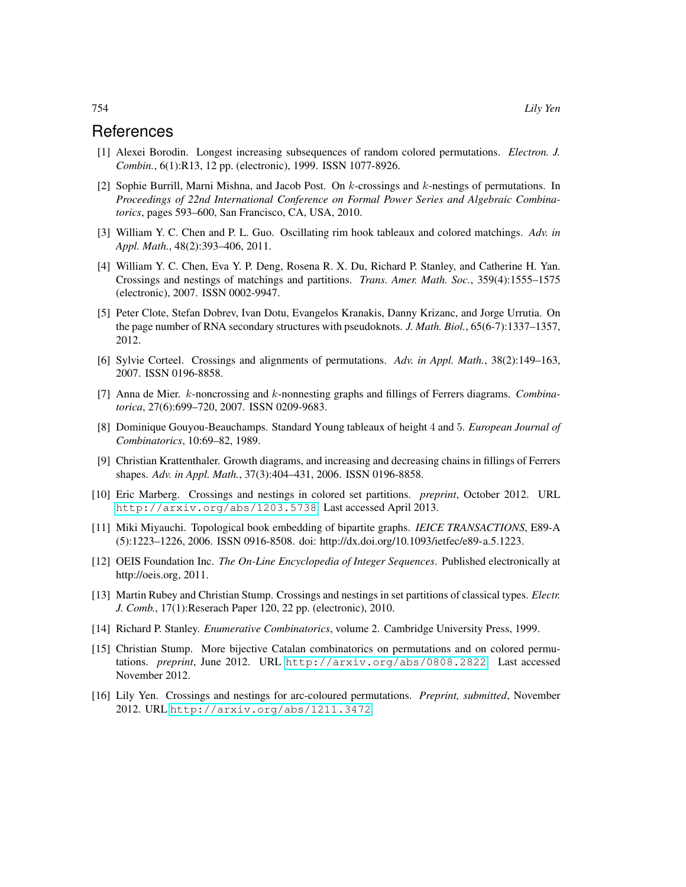## References

[1] Alexei Borodin. Longest increasing subsequences of random colored permutations. *Electron. J. Combin.*, 6(1):R13, 12 pp. (electronic), 1999. ISSN 1077-8926.

[2] Sophie Burrill, Marni Mishna, and Jacob Post. On $k$-crossings and $k$-nestings of permutations. In *Proceedings of 22nd International Conference on Formal Power Series and Algebraic Combinatorics*, pages 593–600, San Francisco, CA, USA, 2010.

[3] William Y. C. Chen and P. L. Guo. Oscillating rim hook tableaux and colored matchings. *Adv. in Appl. Math.*, 48(2):393–406, 2011.

[4] William Y. C. Chen, Eva Y. P. Deng, Rosena R. X. Du, Richard P. Stanley, and Catherine H. Yan. Crossings and nestings of matchings and partitions. *Trans. Amer. Math. Soc.*, 359(4):1555–1575 (electronic), 2007. ISSN 0002-9947.

[5] Peter Clote, Stefan Dobrev, Ivan Dotu, Evangelos Kranakis, Danny Krizanc, and Jorge Urrutia. On the page number of RNA secondary structures with pseudoknots. *J. Math. Biol.*, 65(6-7):1337–1357, 2012.

[6] Sylvie Corteel. Crossings and alignments of permutations. *Adv. in Appl. Math.*, 38(2):149–163, 2007. ISSN 0196-8858.

[7] Anna de Mier. $k$-noncrossing and $k$-nonnesting graphs and fillings of Ferrers diagrams. *Combinatorica*, 27(6):699–720, 2007. ISSN 0209-9683.

[8] Dominique Gouyou-Beauchamps. Standard Young tableaux of height 4 and 5. *European Journal of Combinatorics*, 10:69–82, 1989.

[9] Christian Krattenthaler. Growth diagrams, and increasing and decreasing chains in fillings of Ferrers shapes. *Adv. in Appl. Math.*, 37(3):404–431, 2006. ISSN 0196-8858.

[10] Eric Marberg. Crossings and nestings in colored set partitions. *preprint*, October 2012. URL http://arxiv.org/abs/1203.5738. Last accessed April 2013.

[11] Miki Miyauchi. Topological book embedding of bipartite graphs. *IEICE TRANSACTIONS*, E89-A (5):1223–1226, 2006. ISSN 0916-8508. doi: http://dx.doi.org/10.1093/ietfec/e89-a.5.1223.

[12] OEIS Foundation Inc. *The On-Line Encyclopedia of Integer Sequences*. Published electronically at http://oeis.org, 2011.

[13] Martin Rubey and Christian Stump. Crossings and nestings in set partitions of classical types. *Electr. J. Comb.*, 17(1):Reserach Paper 120, 22 pp. (electronic), 2010.

[14] Richard P. Stanley. *Enumerative Combinatorics*, volume 2. Cambridge University Press, 1999.

[15] Christian Stump. More bijective Catalan combinatorics on permutations and on colored permutations. *preprint*, June 2012. URL http://arxiv.org/abs/0808.2822. Last accessed November 2012.

[16] Lily Yen. Crossings and nestings for arc-coloured permutations. *Preprint, submitted*, November 2012. URL http://arxiv.org/abs/1211.3472.